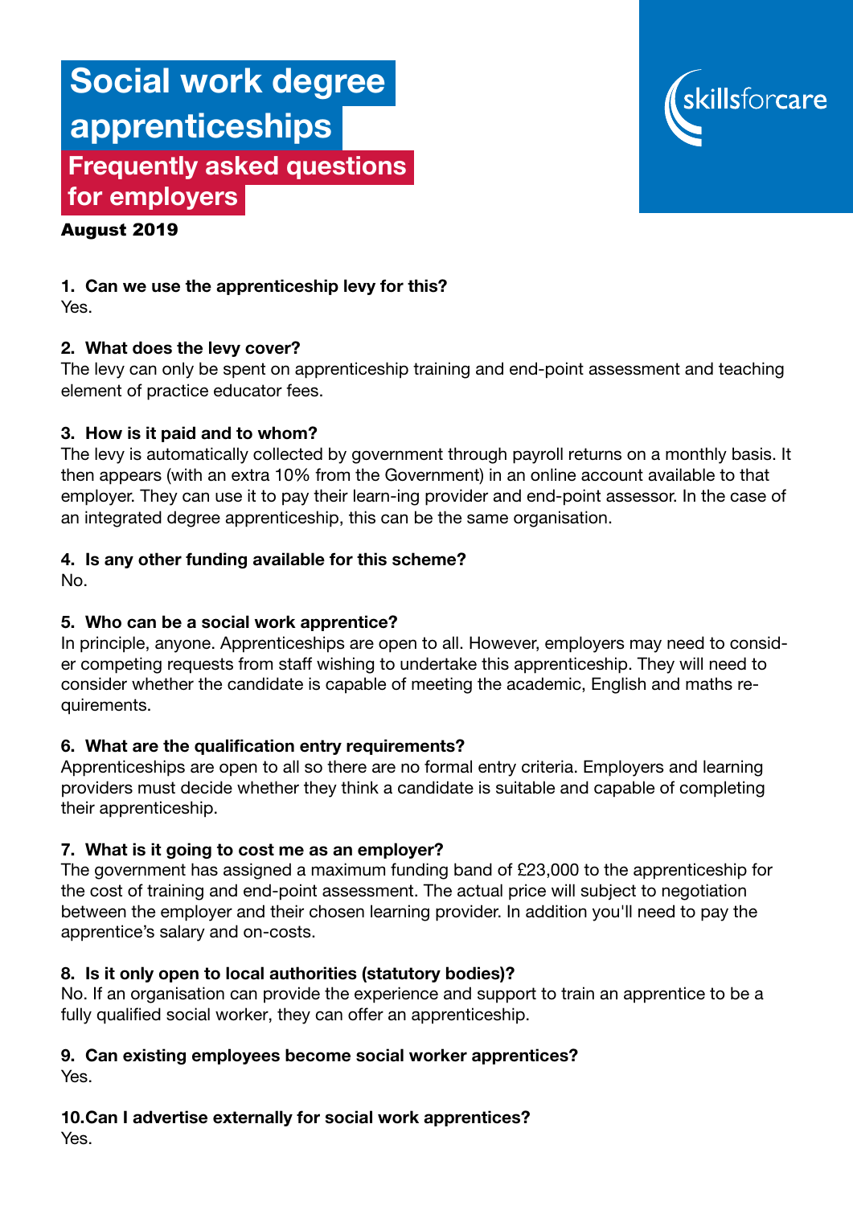# Social work degree apprenticeships

## Frequently asked questions for employers

**August 2019**

**1. Can we use the apprenticeship levy for this?**
Yes.

**2. What does the levy cover?**
The levy can only be spent on apprenticeship training and end-point assessment and teaching element of practice educator fees.

**3. How is it paid and to whom?**
The levy is automatically collected by government through payroll returns on a monthly basis. It then appears (with an extra 10% from the Government) in an online account available to that employer. They can use it to pay their learn-ing provider and end-point assessor. In the case of an integrated degree apprenticeship, this can be the same organisation.

**4. Is any other funding available for this scheme?**
No.

**5. Who can be a social work apprentice?**
In principle, anyone. Apprenticeships are open to all. However, employers may need to consider competing requests from staff wishing to undertake this apprenticeship. They will need to consider whether the candidate is capable of meeting the academic, English and maths requirements.

**6. What are the qualification entry requirements?**
Apprenticeships are open to all so there are no formal entry criteria. Employers and learning providers must decide whether they think a candidate is suitable and capable of completing their apprenticeship.

**7. What is it going to cost me as an employer?**
The government has assigned a maximum funding band of £23,000 to the apprenticeship for the cost of training and end-point assessment. The actual price will subject to negotiation between the employer and their chosen learning provider. In addition you'll need to pay the apprentice's salary and on-costs.

**8. Is it only open to local authorities (statutory bodies)?**
No. If an organisation can provide the experience and support to train an apprentice to be a fully qualified social worker, they can offer an apprenticeship.

**9. Can existing employees become social worker apprentices?**
Yes.

**10. Can I advertise externally for social work apprentices?**
Yes.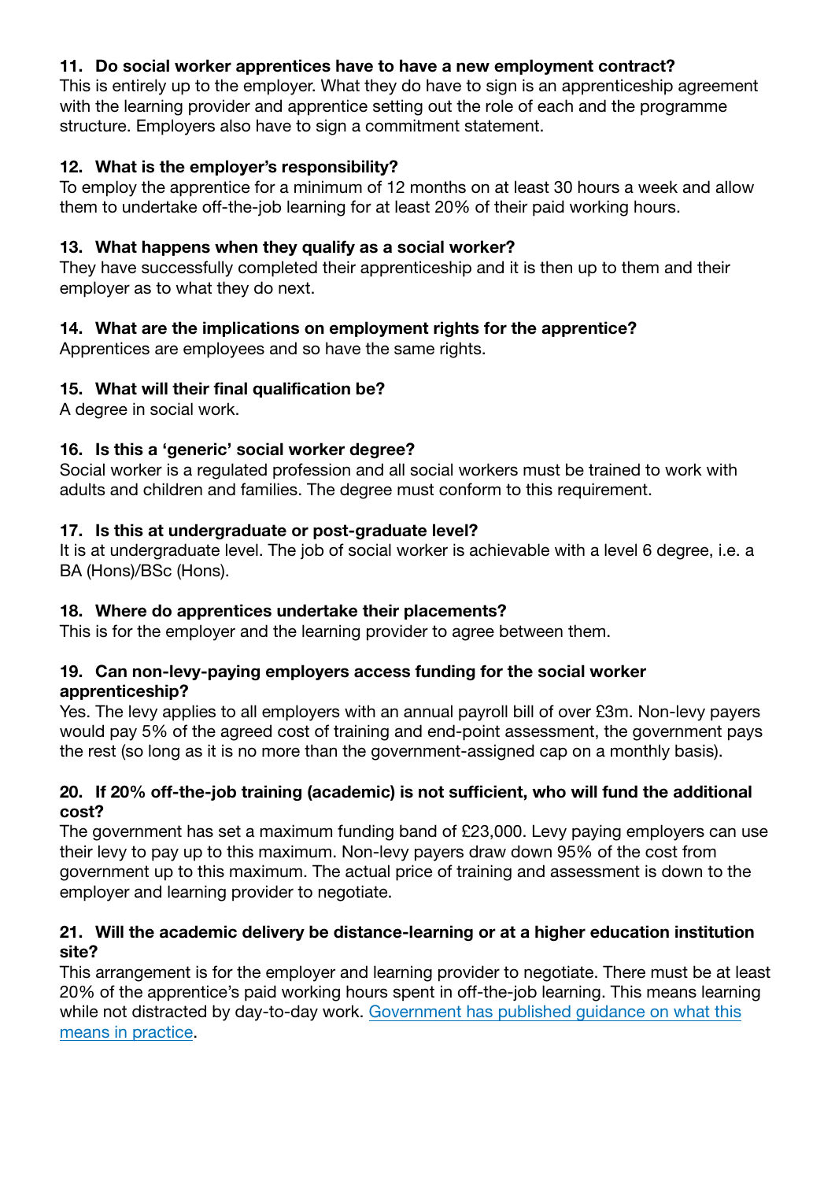### 11. Do social worker apprentices have to have a new employment contract?

This is entirely up to the employer. What they do have to sign is an apprenticeship agreement with the learning provider and apprentice setting out the role of each and the programme structure. Employers also have to sign a commitment statement.

### 12. What is the employer's responsibility?

To employ the apprentice for a minimum of 12 months on at least 30 hours a week and allow them to undertake off-the-job learning for at least 20% of their paid working hours.

### 13. What happens when they qualify as a social worker?

They have successfully completed their apprenticeship and it is then up to them and their employer as to what they do next.

### 14. What are the implications on employment rights for the apprentice?

Apprentices are employees and so have the same rights.

### 15. What will their final qualification be?

A degree in social work.

### 16. Is this a 'generic' social worker degree?

Social worker is a regulated profession and all social workers must be trained to work with adults and children and families. The degree must conform to this requirement.

### 17. Is this at undergraduate or post-graduate level?

It is at undergraduate level. The job of social worker is achievable with a level 6 degree, i.e. a BA (Hons)/BSc (Hons).

### 18. Where do apprentices undertake their placements?

This is for the employer and the learning provider to agree between them.

### 19. Can non-levy-paying employers access funding for the social worker apprenticeship?

Yes. The levy applies to all employers with an annual payroll bill of over £3m. Non-levy payers would pay 5% of the agreed cost of training and end-point assessment, the government pays the rest (so long as it is no more than the government-assigned cap on a monthly basis).

### 20. If 20% off-the-job training (academic) is not sufficient, who will fund the additional cost?

The government has set a maximum funding band of £23,000. Levy paying employers can use their levy to pay up to this maximum. Non-levy payers draw down 95% of the cost from government up to this maximum. The actual price of training and assessment is down to the employer and learning provider to negotiate.

### 21. Will the academic delivery be distance-learning or at a higher education institution site?

This arrangement is for the employer and learning provider to negotiate. There must be at least 20% of the apprentice's paid working hours spent in off-the-job learning. This means learning while not distracted by day-to-day work. Government has published guidance on what this means in practice.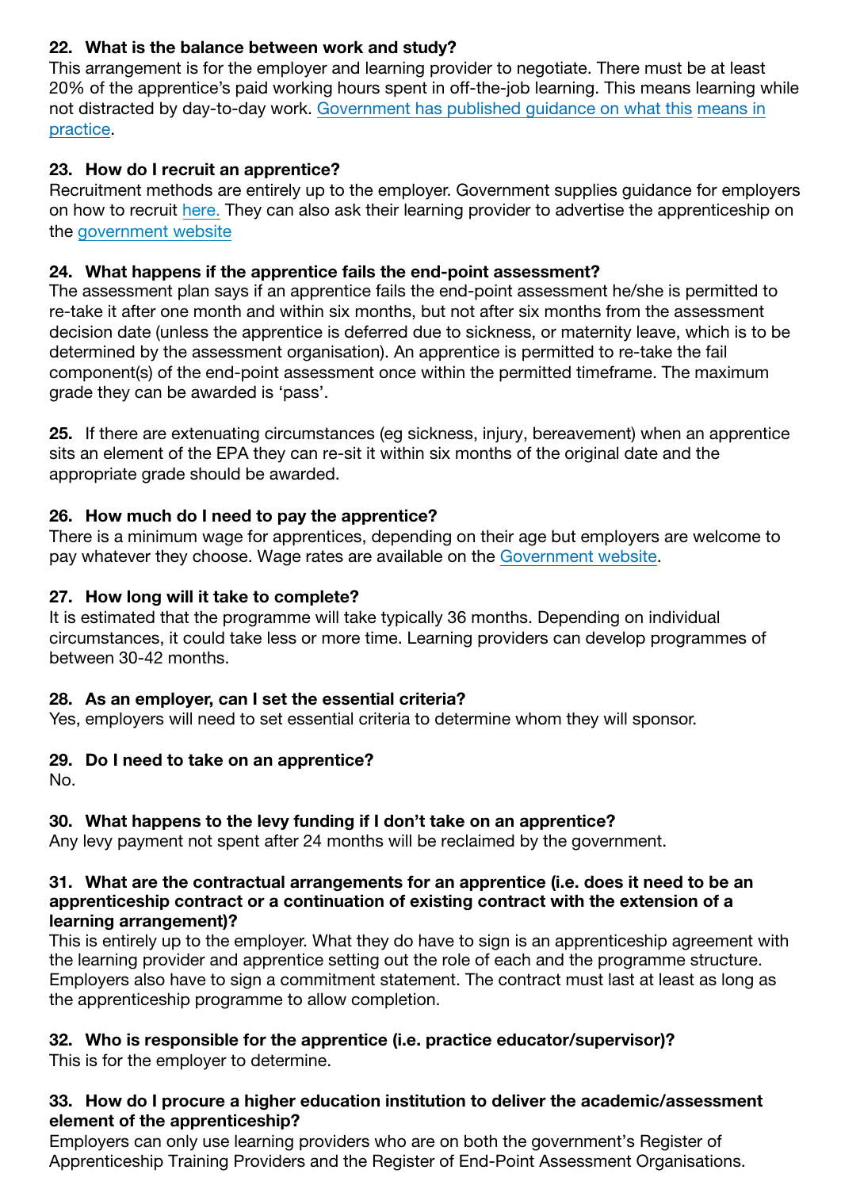**22. What is the balance between work and study?**
This arrangement is for the employer and learning provider to negotiate. There must be at least 20% of the apprentice's paid working hours spent in off-the-job learning. This means learning while not distracted by day-to-day work. Government has published guidance on what this means in practice.

**23. How do I recruit an apprentice?**
Recruitment methods are entirely up to the employer. Government supplies guidance for employers on how to recruit here. They can also ask their learning provider to advertise the apprenticeship on the government website

**24. What happens if the apprentice fails the end-point assessment?**
The assessment plan says if an apprentice fails the end-point assessment he/she is permitted to re-take it after one month and within six months, but not after six months from the assessment decision date (unless the apprentice is deferred due to sickness, or maternity leave, which is to be determined by the assessment organisation). An apprentice is permitted to re-take the fail component(s) of the end-point assessment once within the permitted timeframe. The maximum grade they can be awarded is 'pass'.

**25.** If there are extenuating circumstances (eg sickness, injury, bereavement) when an apprentice sits an element of the EPA they can re-sit it within six months of the original date and the appropriate grade should be awarded.

**26. How much do I need to pay the apprentice?**
There is a minimum wage for apprentices, depending on their age but employers are welcome to pay whatever they choose. Wage rates are available on the Government website.

**27. How long will it take to complete?**
It is estimated that the programme will take typically 36 months. Depending on individual circumstances, it could take less or more time. Learning providers can develop programmes of between 30-42 months.

**28. As an employer, can I set the essential criteria?**
Yes, employers will need to set essential criteria to determine whom they will sponsor.

**29. Do I need to take on an apprentice?**
No.

**30. What happens to the levy funding if I don't take on an apprentice?**
Any levy payment not spent after 24 months will be reclaimed by the government.

**31. What are the contractual arrangements for an apprentice (i.e. does it need to be an apprenticeship contract or a continuation of existing contract with the extension of a learning arrangement)?**
This is entirely up to the employer. What they do have to sign is an apprenticeship agreement with the learning provider and apprentice setting out the role of each and the programme structure. Employers also have to sign a commitment statement. The contract must last at least as long as the apprenticeship programme to allow completion.

**32. Who is responsible for the apprentice (i.e. practice educator/supervisor)?**
This is for the employer to determine.

**33. How do I procure a higher education institution to deliver the academic/assessment element of the apprenticeship?**
Employers can only use learning providers who are on both the government's Register of Apprenticeship Training Providers and the Register of End-Point Assessment Organisations.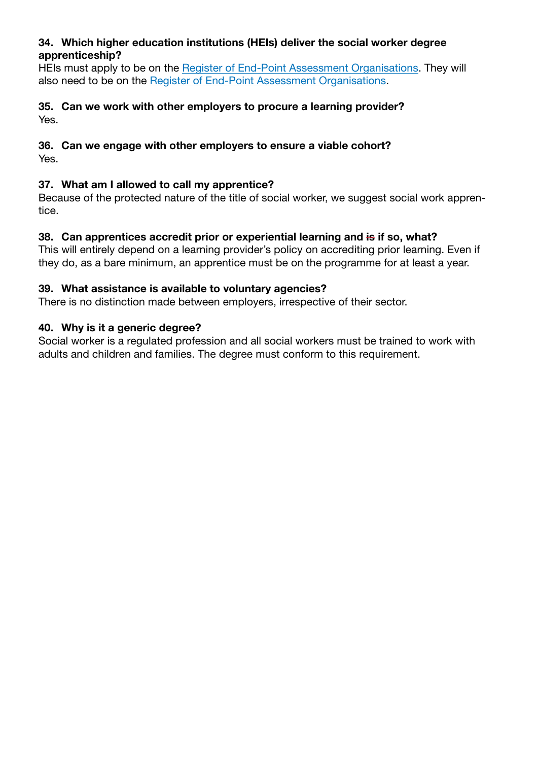**34. Which higher education institutions (HEIs) deliver the social worker degree apprenticeship?**
HEIs must apply to be on the Register of End-Point Assessment Organisations. They will also need to be on the Register of End-Point Assessment Organisations.

**35. Can we work with other employers to procure a learning provider?**
Yes.

**36. Can we engage with other employers to ensure a viable cohort?**
Yes.

**37. What am I allowed to call my apprentice?**
Because of the protected nature of the title of social worker, we suggest social work apprentice.

**38. Can apprentices accredit prior or experiential learning and ~~is~~ if so, what?**
This will entirely depend on a learning provider's policy on accrediting prior learning. Even if they do, as a bare minimum, an apprentice must be on the programme for at least a year.

**39. What assistance is available to voluntary agencies?**
There is no distinction made between employers, irrespective of their sector.

**40. Why is it a generic degree?**
Social worker is a regulated profession and all social workers must be trained to work with adults and children and families. The degree must conform to this requirement.